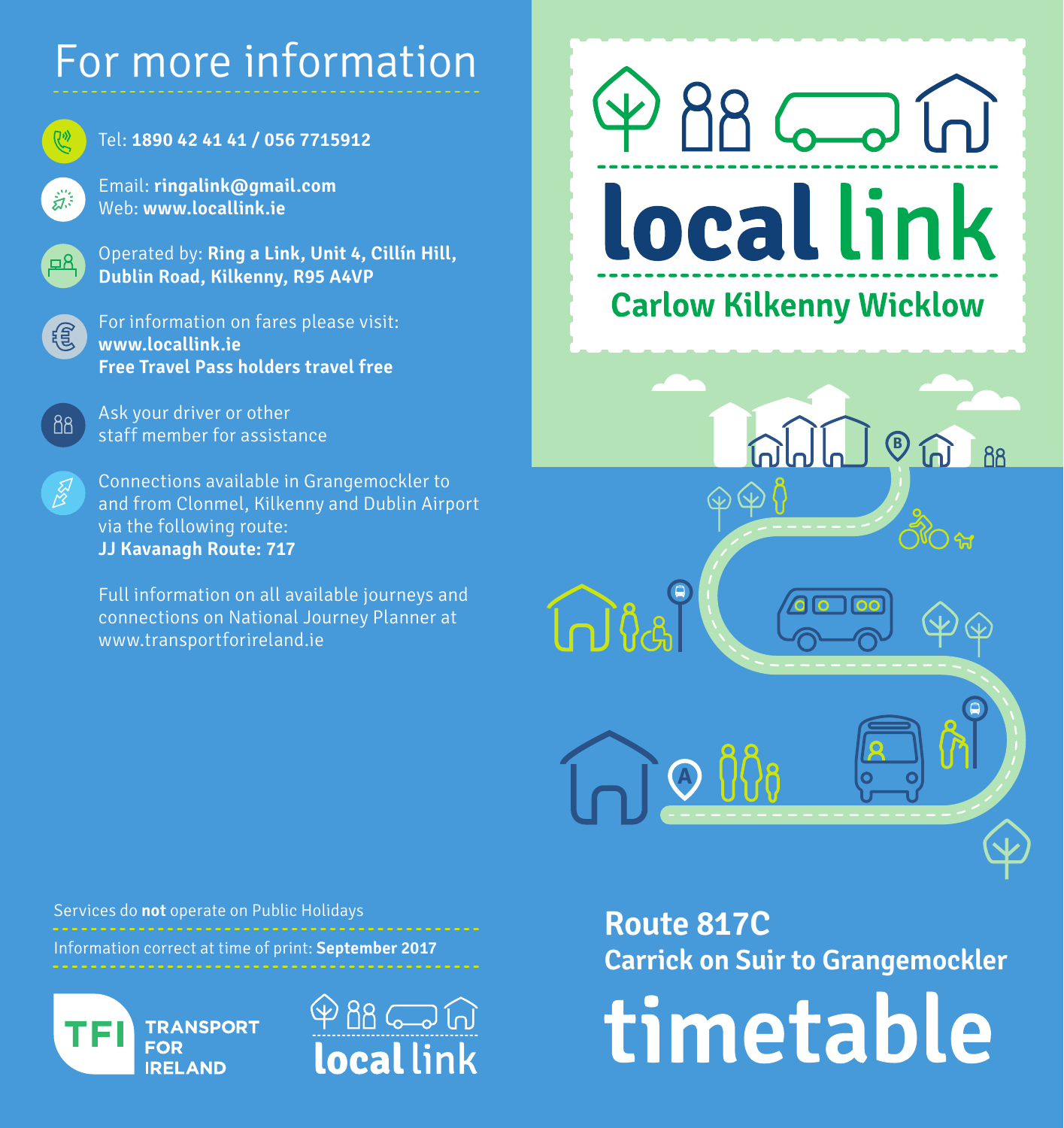# For more information

Tel: **1890 42 41 41 / 056 7715912**

Email: **ringalink@gmail.com**
Web: **www.locallink.ie**

Operated by: **Ring a Link, Unit 4, Cillín Hill, Dublin Road, Kilkenny, R95 A4VP**

For information on fares please visit:
**www.locallink.ie**
**Free Travel Pass holders travel free**

Ask your driver or other staff member for assistance

Connections available in Grangemockler to and from Clonmel, Kilkenny and Dublin Airport via the following route:
**JJ Kavanagh Route: 717**

Full information on all available journeys and connections on National Journey Planner at www.transportforireland.ie

Services do **not** operate on Public Holidays

Information correct at time of print: **September 2017**

TFI TRANSPORT FOR IRELAND

local link

# local link

## Carlow Kilkenny Wicklow

## Route 817C
## Carrick on Suir to Grangemockler

# timetable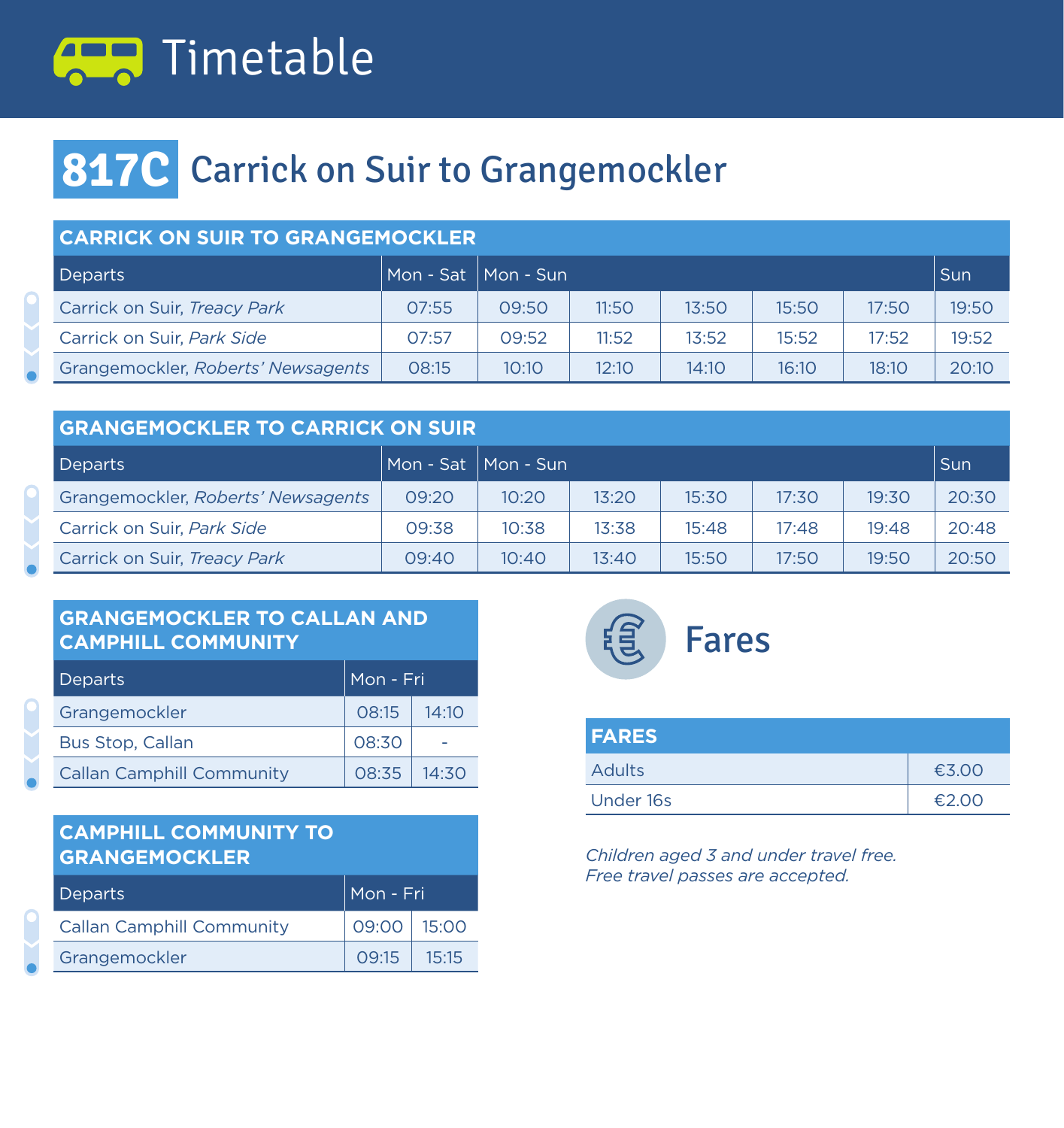# Timetable

## 817C Carrick on Suir to Grangemockler

### CARRICK ON SUIR TO GRANGEMOCKLER

| Departs | Mon - Sat | Mon - Sun | | | | | Sun |
|---|---|---|---|---|---|---|---|
| Carrick on Suir, *Treacy Park* | 07:55 | 09:50 | 11:50 | 13:50 | 15:50 | 17:50 | 19:50 |
| Carrick on Suir, *Park Side* | 07:57 | 09:52 | 11:52 | 13:52 | 15:52 | 17:52 | 19:52 |
| Grangemockler, *Roberts' Newsagents* | 08:15 | 10:10 | 12:10 | 14:10 | 16:10 | 18:10 | 20:10 |

### GRANGEMOCKLER TO CARRICK ON SUIR

| Departs | Mon - Sat | Mon - Sun | | | | | Sun |
|---|---|---|---|---|---|---|---|
| Grangemockler, *Roberts' Newsagents* | 09:20 | 10:20 | 13:20 | 15:30 | 17:30 | 19:30 | 20:30 |
| Carrick on Suir, *Park Side* | 09:38 | 10:38 | 13:38 | 15:48 | 17:48 | 19:48 | 20:48 |
| Carrick on Suir, *Treacy Park* | 09:40 | 10:40 | 13:40 | 15:50 | 17:50 | 19:50 | 20:50 |

### GRANGEMOCKLER TO CALLAN AND CAMPHILL COMMUNITY

| Departs | Mon - Fri | |
|---|---|---|
| Grangemockler | 08:15 | 14:10 |
| Bus Stop, Callan | 08:30 | - |
| Callan Camphill Community | 08:35 | 14:30 |

### CAMPHILL COMMUNITY TO GRANGEMOCKLER

| Departs | Mon - Fri | |
|---|---|---|
| Callan Camphill Community | 09:00 | 15:00 |
| Grangemockler | 09:15 | 15:15 |

## Fares

| FARES | |
|---|---|
| Adults | €3.00 |
| Under 16s | €2.00 |

*Children aged 3 and under travel free.*
*Free travel passes are accepted.*